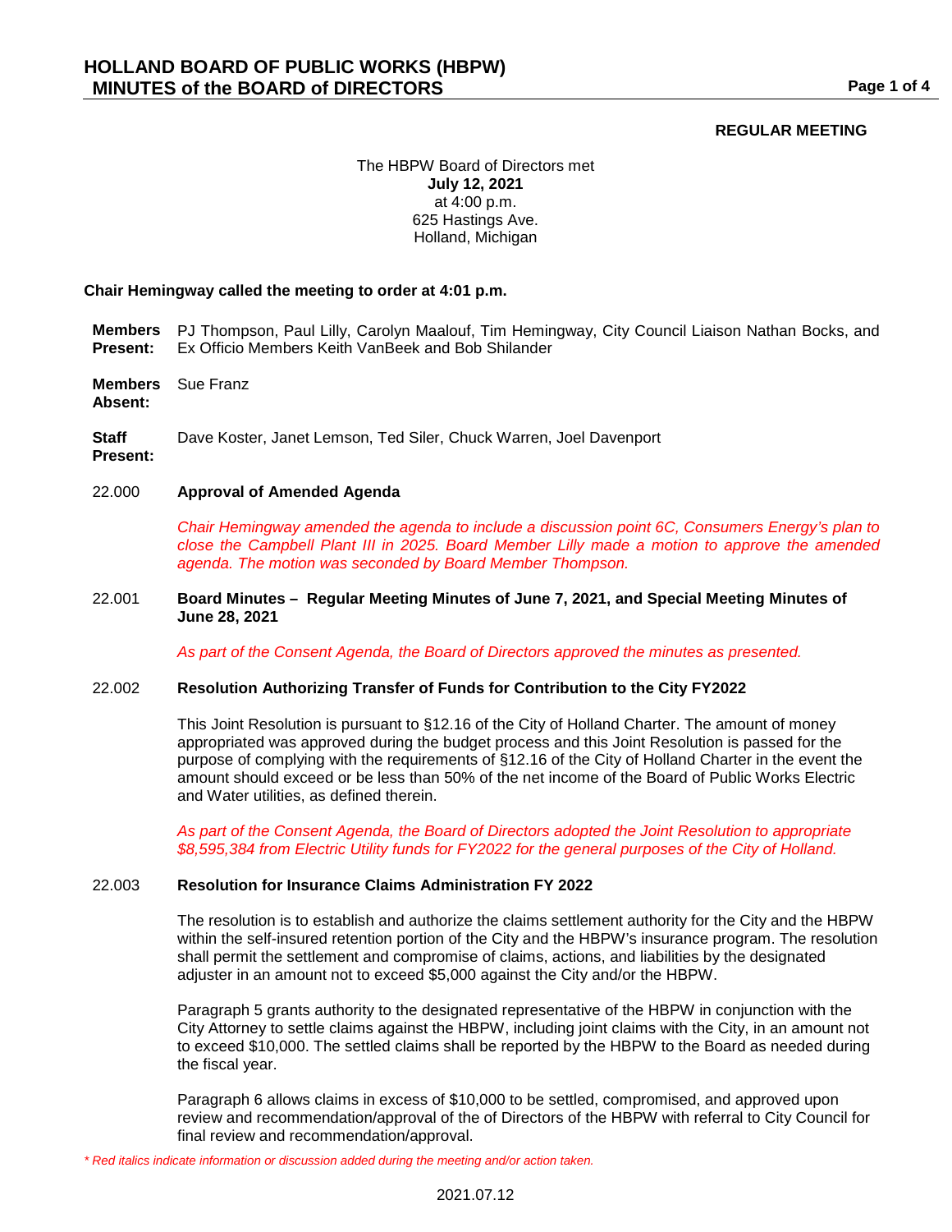# HOLLAND BOARD OF PUBLIC WORKS (HBPW)
## MINUTES of the BOARD of DIRECTORS

**REGULAR MEETING**

The HBPW Board of Directors met
**July 12, 2021**
at 4:00 p.m.
625 Hastings Ave.
Holland, Michigan

**Chair Hemingway called the meeting to order at 4:01 p.m.**

**Members Present:** PJ Thompson, Paul Lilly, Carolyn Maalouf, Tim Hemingway, City Council Liaison Nathan Bocks, and Ex Officio Members Keith VanBeek and Bob Shilander

**Members Absent:** Sue Franz

**Staff Present:** Dave Koster, Janet Lemson, Ted Siler, Chuck Warren, Joel Davenport

22.000 **Approval of Amended Agenda**

*Chair Hemingway amended the agenda to include a discussion point 6C, Consumers Energy's plan to close the Campbell Plant III in 2025. Board Member Lilly made a motion to approve the amended agenda. The motion was seconded by Board Member Thompson.*

22.001 **Board Minutes – Regular Meeting Minutes of June 7, 2021, and Special Meeting Minutes of June 28, 2021**

*As part of the Consent Agenda, the Board of Directors approved the minutes as presented.*

22.002 **Resolution Authorizing Transfer of Funds for Contribution to the City FY2022**

This Joint Resolution is pursuant to §12.16 of the City of Holland Charter. The amount of money appropriated was approved during the budget process and this Joint Resolution is passed for the purpose of complying with the requirements of §12.16 of the City of Holland Charter in the event the amount should exceed or be less than 50% of the net income of the Board of Public Works Electric and Water utilities, as defined therein.

*As part of the Consent Agenda, the Board of Directors adopted the Joint Resolution to appropriate $8,595,384 from Electric Utility funds for FY2022 for the general purposes of the City of Holland.*

22.003 **Resolution for Insurance Claims Administration FY 2022**

The resolution is to establish and authorize the claims settlement authority for the City and the HBPW within the self-insured retention portion of the City and the HBPW's insurance program. The resolution shall permit the settlement and compromise of claims, actions, and liabilities by the designated adjuster in an amount not to exceed $5,000 against the City and/or the HBPW.

Paragraph 5 grants authority to the designated representative of the HBPW in conjunction with the City Attorney to settle claims against the HBPW, including joint claims with the City, in an amount not to exceed $10,000. The settled claims shall be reported by the HBPW to the Board as needed during the fiscal year.

Paragraph 6 allows claims in excess of $10,000 to be settled, compromised, and approved upon review and recommendation/approval of the of Directors of the HBPW with referral to City Council for final review and recommendation/approval.

*\* Red italics indicate information or discussion added during the meeting and/or action taken.*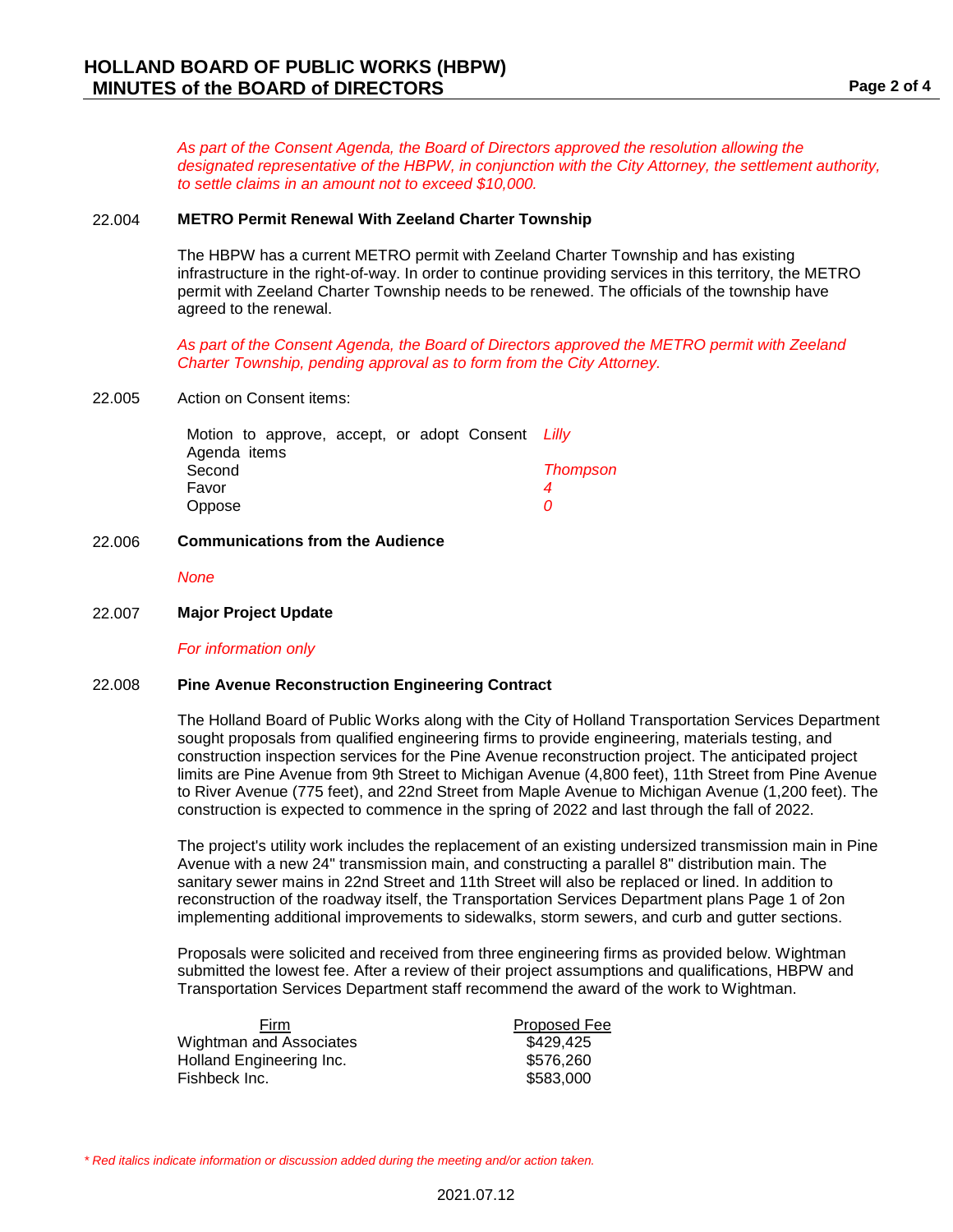*As part of the Consent Agenda, the Board of Directors approved the resolution allowing the designated representative of the HBPW, in conjunction with the City Attorney, the settlement authority, to settle claims in an amount not to exceed $10,000.*

22.004 **METRO Permit Renewal With Zeeland Charter Township**

The HBPW has a current METRO permit with Zeeland Charter Township and has existing infrastructure in the right-of-way. In order to continue providing services in this territory, the METRO permit with Zeeland Charter Township needs to be renewed. The officials of the township have agreed to the renewal.

*As part of the Consent Agenda, the Board of Directors approved the METRO permit with Zeeland Charter Township, pending approval as to form from the City Attorney.*

22.005 Action on Consent items:

| | |
|---|---|
| Motion to approve, accept, or adopt Consent Agenda items | *Lilly* |
| Second | *Thompson* |
| Favor | *4* |
| Oppose | *0* |

22.006 **Communications from the Audience**

*None*

22.007 **Major Project Update**

*For information only*

22.008 **Pine Avenue Reconstruction Engineering Contract**

The Holland Board of Public Works along with the City of Holland Transportation Services Department sought proposals from qualified engineering firms to provide engineering, materials testing, and construction inspection services for the Pine Avenue reconstruction project. The anticipated project limits are Pine Avenue from 9th Street to Michigan Avenue (4,800 feet), 11th Street from Pine Avenue to River Avenue (775 feet), and 22nd Street from Maple Avenue to Michigan Avenue (1,200 feet). The construction is expected to commence in the spring of 2022 and last through the fall of 2022.

The project's utility work includes the replacement of an existing undersized transmission main in Pine Avenue with a new 24" transmission main, and constructing a parallel 8" distribution main. The sanitary sewer mains in 22nd Street and 11th Street will also be replaced or lined. In addition to reconstruction of the roadway itself, the Transportation Services Department plans Page 1 of 2on implementing additional improvements to sidewalks, storm sewers, and curb and gutter sections.

Proposals were solicited and received from three engineering firms as provided below. Wightman submitted the lowest fee. After a review of their project assumptions and qualifications, HBPW and Transportation Services Department staff recommend the award of the work to Wightman.

| Firm | Proposed Fee |
|---|---|
| Wightman and Associates | $429,425 |
| Holland Engineering Inc. | $576,260 |
| Fishbeck Inc. | $583,000 |

*\* Red italics indicate information or discussion added during the meeting and/or action taken.*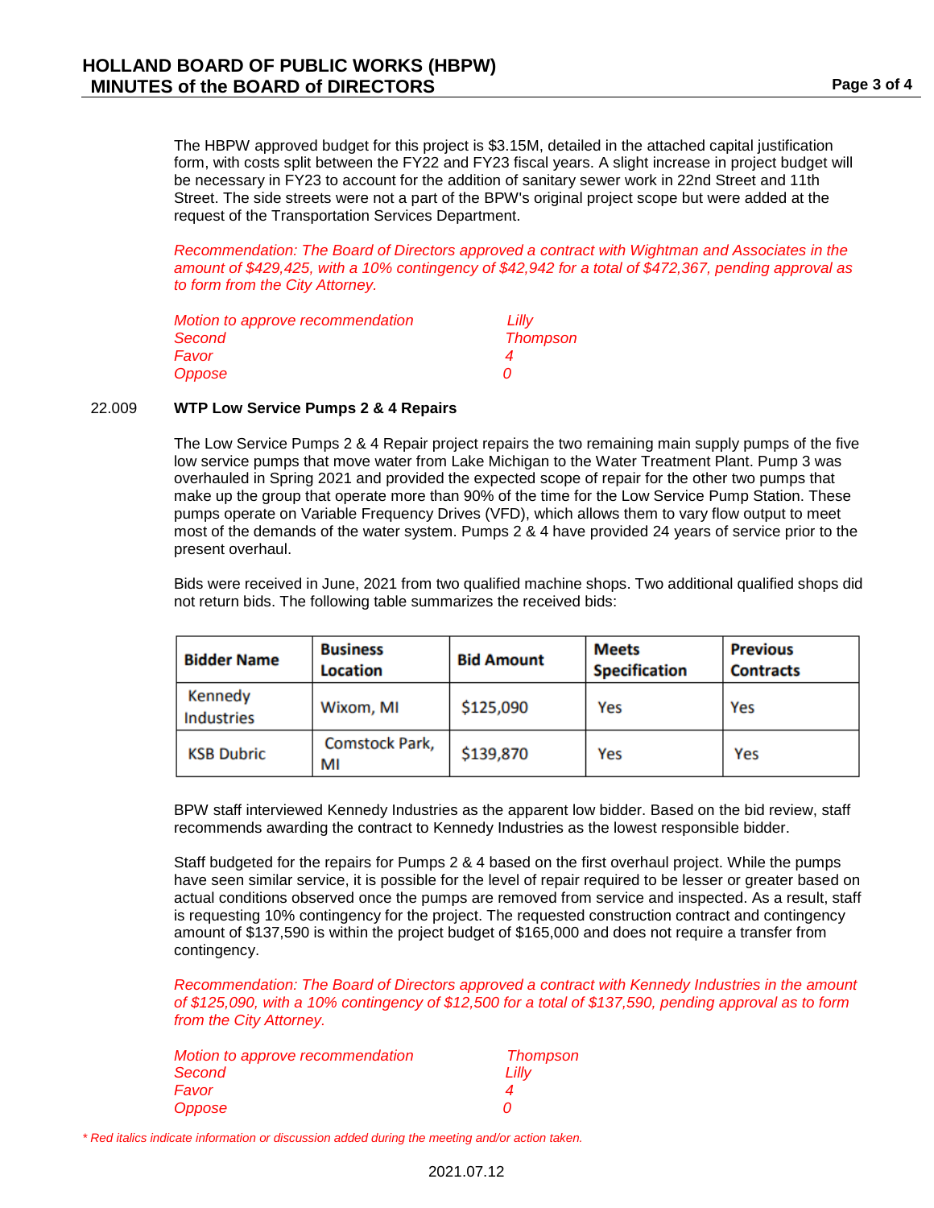The HBPW approved budget for this project is $3.15M, detailed in the attached capital justification form, with costs split between the FY22 and FY23 fiscal years. A slight increase in project budget will be necessary in FY23 to account for the addition of sanitary sewer work in 22nd Street and 11th Street. The side streets were not a part of the BPW's original project scope but were added at the request of the Transportation Services Department.

*Recommendation: The Board of Directors approved a contract with Wightman and Associates in the amount of $429,425, with a 10% contingency of $42,942 for a total of $472,367, pending approval as to form from the City Attorney.*

| | |
|---|---|
| *Motion to approve recommendation* | *Lilly* |
| *Second* | *Thompson* |
| *Favor* | *4* |
| *Oppose* | *0* |

22.009 **WTP Low Service Pumps 2 & 4 Repairs**

The Low Service Pumps 2 & 4 Repair project repairs the two remaining main supply pumps of the five low service pumps that move water from Lake Michigan to the Water Treatment Plant. Pump 3 was overhauled in Spring 2021 and provided the expected scope of repair for the other two pumps that make up the group that operate more than 90% of the time for the Low Service Pump Station. These pumps operate on Variable Frequency Drives (VFD), which allows them to vary flow output to meet most of the demands of the water system. Pumps 2 & 4 have provided 24 years of service prior to the present overhaul.

Bids were received in June, 2021 from two qualified machine shops. Two additional qualified shops did not return bids. The following table summarizes the received bids:

| Bidder Name | Business Location | Bid Amount | Meets Specification | Previous Contracts |
|---|---|---|---|---|
| Kennedy Industries | Wixom, MI | $125,090 | Yes | Yes |
| KSB Dubric | Comstock Park, MI | $139,870 | Yes | Yes |

BPW staff interviewed Kennedy Industries as the apparent low bidder. Based on the bid review, staff recommends awarding the contract to Kennedy Industries as the lowest responsible bidder.

Staff budgeted for the repairs for Pumps 2 & 4 based on the first overhaul project. While the pumps have seen similar service, it is possible for the level of repair required to be lesser or greater based on actual conditions observed once the pumps are removed from service and inspected. As a result, staff is requesting 10% contingency for the project. The requested construction contract and contingency amount of $137,590 is within the project budget of $165,000 and does not require a transfer from contingency.

*Recommendation: The Board of Directors approved a contract with Kennedy Industries in the amount of $125,090, with a 10% contingency of $12,500 for a total of $137,590, pending approval as to form from the City Attorney.*

| | |
|---|---|
| *Motion to approve recommendation* | *Thompson* |
| *Second* | *Lilly* |
| *Favor* | *4* |
| *Oppose* | *0* |

*\* Red italics indicate information or discussion added during the meeting and/or action taken.*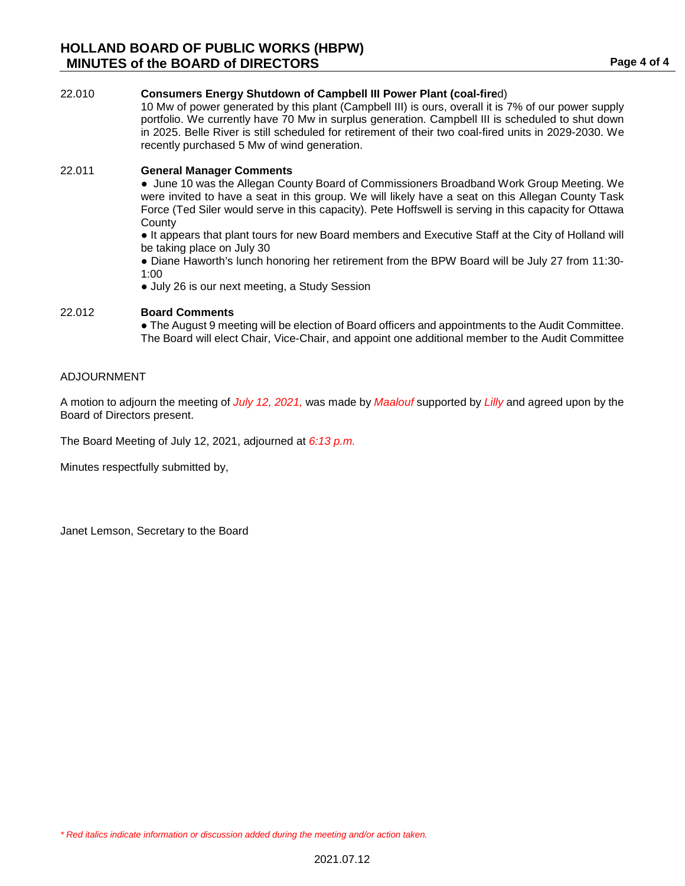22.010 **Consumers Energy Shutdown of Campbell III Power Plant (coal-fire**d)

10 Mw of power generated by this plant (Campbell III) is ours, overall it is 7% of our power supply portfolio. We currently have 70 Mw in surplus generation. Campbell III is scheduled to shut down in 2025. Belle River is still scheduled for retirement of their two coal-fired units in 2029-2030. We recently purchased 5 Mw of wind generation.

22.011 **General Manager Comments**

● June 10 was the Allegan County Board of Commissioners Broadband Work Group Meeting. We were invited to have a seat in this group. We will likely have a seat on this Allegan County Task Force (Ted Siler would serve in this capacity). Pete Hoffswell is serving in this capacity for Ottawa County

● It appears that plant tours for new Board members and Executive Staff at the City of Holland will be taking place on July 30

● Diane Haworth's lunch honoring her retirement from the BPW Board will be July 27 from 11:30-1:00

● July 26 is our next meeting, a Study Session

22.012 **Board Comments**

● The August 9 meeting will be election of Board officers and appointments to the Audit Committee. The Board will elect Chair, Vice-Chair, and appoint one additional member to the Audit Committee

ADJOURNMENT

A motion to adjourn the meeting of *July 12, 2021,* was made by *Maalouf* supported by *Lilly* and agreed upon by the Board of Directors present.

The Board Meeting of July 12, 2021, adjourned at *6:13 p.m.*

Minutes respectfully submitted by,

Janet Lemson, Secretary to the Board

*\* Red italics indicate information or discussion added during the meeting and/or action taken.*

2021.07.12